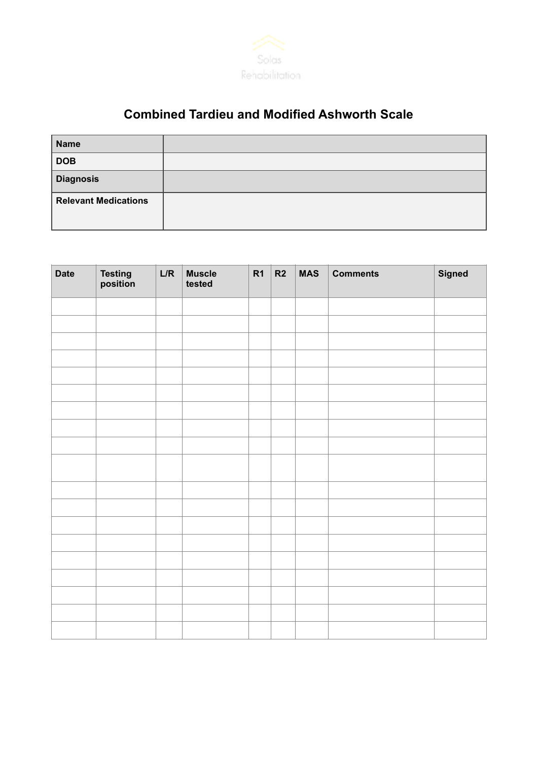Solas Rehabilitation

# Combined Tardieu and Modified Ashworth Scale

| **Name** | |
|---|---|
| **DOB** | |
| **Diagnosis** | |
| **Relevant Medications** | |

| Date | Testing position | L/R | Muscle tested | R1 | R2 | MAS | Comments | Signed |
|---|---|---|---|---|---|---|---|---|
| | | | | | | | | |
| | | | | | | | | |
| | | | | | | | | |
| | | | | | | | | |
| | | | | | | | | |
| | | | | | | | | |
| | | | | | | | | |
| | | | | | | | | |
| | | | | | | | | |
| | | | | | | | | |
| | | | | | | | | |
| | | | | | | | | |
| | | | | | | | | |
| | | | | | | | | |
| | | | | | | | | |
| | | | | | | | | |
| | | | | | | | | |
| | | | | | | | | |
| | | | | | | | | |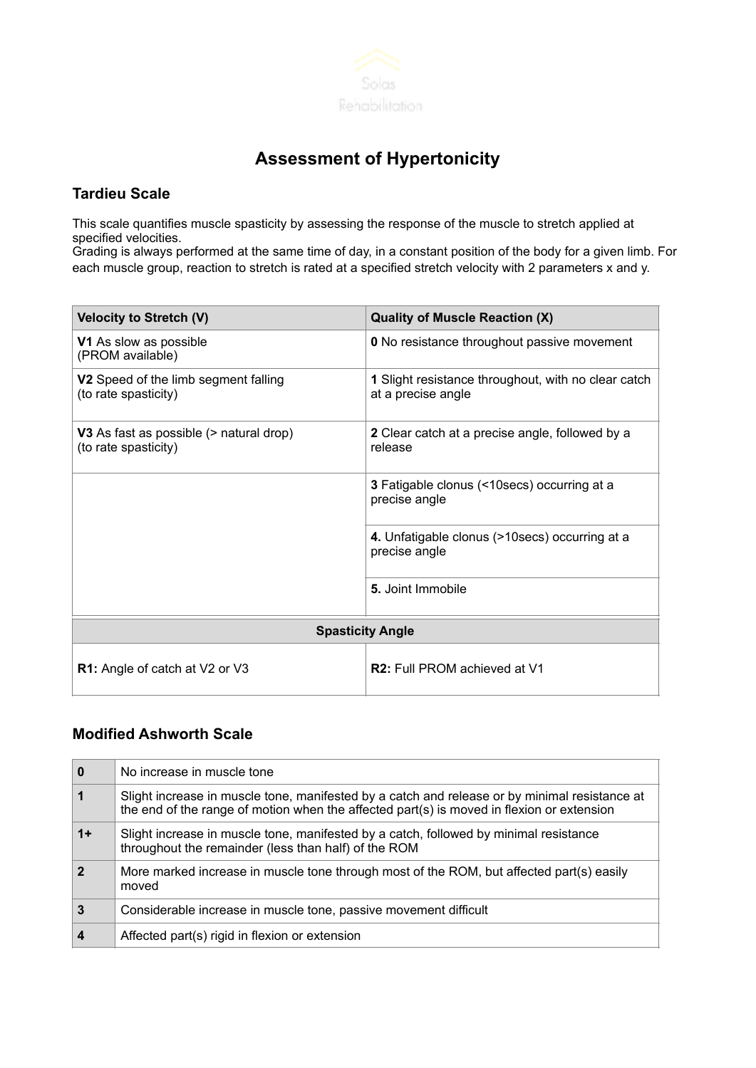# Assessment of Hypertonicity

## Tardieu Scale

This scale quantifies muscle spasticity by assessing the response of the muscle to stretch applied at specified velocities.
Grading is always performed at the same time of day, in a constant position of the body for a given limb. For each muscle group, reaction to stretch is rated at a specified stretch velocity with 2 parameters x and y.

| Velocity to Stretch (V) | Quality of Muscle Reaction (X) |
|---|---|
| **V1** As slow as possible (PROM available) | **0** No resistance throughout passive movement |
| **V2** Speed of the limb segment falling (to rate spasticity) | **1** Slight resistance throughout, with no clear catch at a precise angle |
| **V3** As fast as possible (> natural drop) (to rate spasticity) | **2** Clear catch at a precise angle, followed by a release |
| | **3** Fatigable clonus (<10secs) occurring at a precise angle |
| | **4.** Unfatigable clonus (>10secs) occurring at a precise angle |
| | **5.** Joint Immobile |
| **Spasticity Angle** | |
| **R1:** Angle of catch at V2 or V3 | **R2:** Full PROM achieved at V1 |

## Modified Ashworth Scale

| | |
|---|---|
| **0** | No increase in muscle tone |
| **1** | Slight increase in muscle tone, manifested by a catch and release or by minimal resistance at the end of the range of motion when the affected part(s) is moved in flexion or extension |
| **1+** | Slight increase in muscle tone, manifested by a catch, followed by minimal resistance throughout the remainder (less than half) of the ROM |
| **2** | More marked increase in muscle tone through most of the ROM, but affected part(s) easily moved |
| **3** | Considerable increase in muscle tone, passive movement difficult |
| **4** | Affected part(s) rigid in flexion or extension |